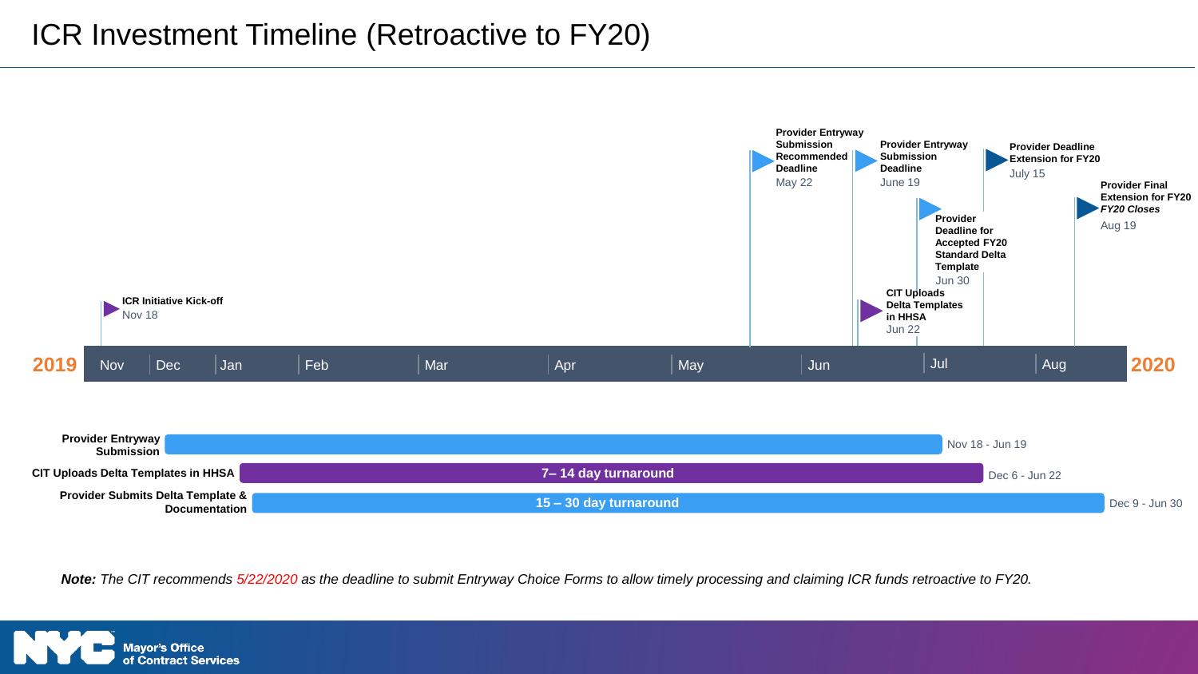# ICR Investment Timeline (Retroactive to FY20)

**2019** — Nov | Dec | Jan | Feb | Mar | Apr | May | Jun | Jul | Aug — **2020**

- **ICR Initiative Kick-off** — Nov 18
- **Provider Entryway Submission Recommended Deadline** — May 22
- **Provider Entryway Submission Deadline** — June 19
- **CIT Uploads Delta Templates in HHSA** — Jun 22
- **Provider Deadline for Accepted FY20 Standard Delta Template** — Jun 30
- **Provider Deadline Extension for FY20** — July 15
- **Provider Final Extension for FY20** ***FY20 Closes*** — Aug 19

| Activity | Turnaround | Dates |
|---|---|---|
| **Provider Entryway Submission** | | Nov 18 - Jun 19 |
| **CIT Uploads Delta Templates in HHSA** | **7– 14 day turnaround** | Dec 6 - Jun 22 |
| **Provider Submits Delta Template & Documentation** | **15 – 30 day turnaround** | Dec 9 - Jun 30 |

***Note:*** *The CIT recommends 5/22/2020 as the deadline to submit Entryway Choice Forms to allow timely processing and claiming ICR funds retroactive to FY20.*

NYC Mayor's Office of Contract Services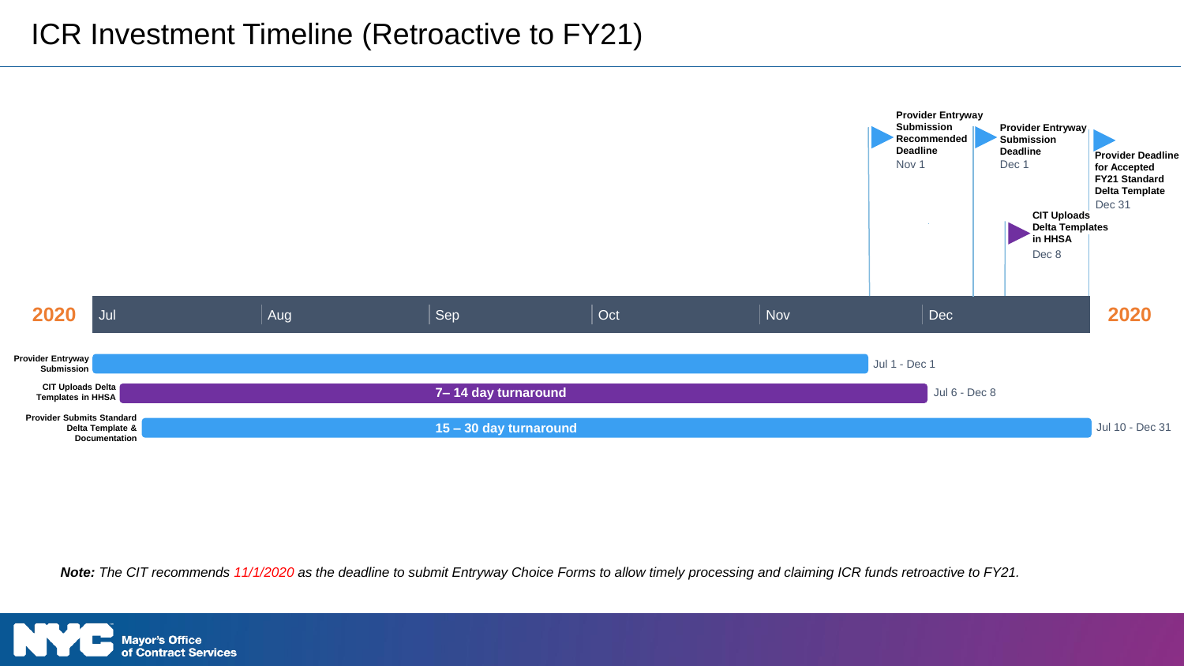# ICR Investment Timeline (Retroactive to FY21)

**Provider Entryway Submission Recommended Deadline**
Nov 1

**Provider Entryway Submission Deadline**
Dec 1

**Provider Deadline for Accepted FY21 Standard Delta Template**
Dec 31

**CIT Uploads Delta Templates in HHSA**
Dec 8

2020 Jul Aug Sep Oct Nov Dec 2020

**Provider Entryway Submission** Jul 1 - Dec 1

**CIT Uploads Delta Templates in HHSA** — **7– 14 day turnaround** Jul 6 - Dec 8

**Provider Submits Standard Delta Template & Documentation** — **15 – 30 day turnaround** Jul 10 - Dec 31

***Note:*** *The CIT recommends 11/1/2020 as the deadline to submit Entryway Choice Forms to allow timely processing and claiming ICR funds retroactive to FY21.*

Mayor's Office of Contract Services